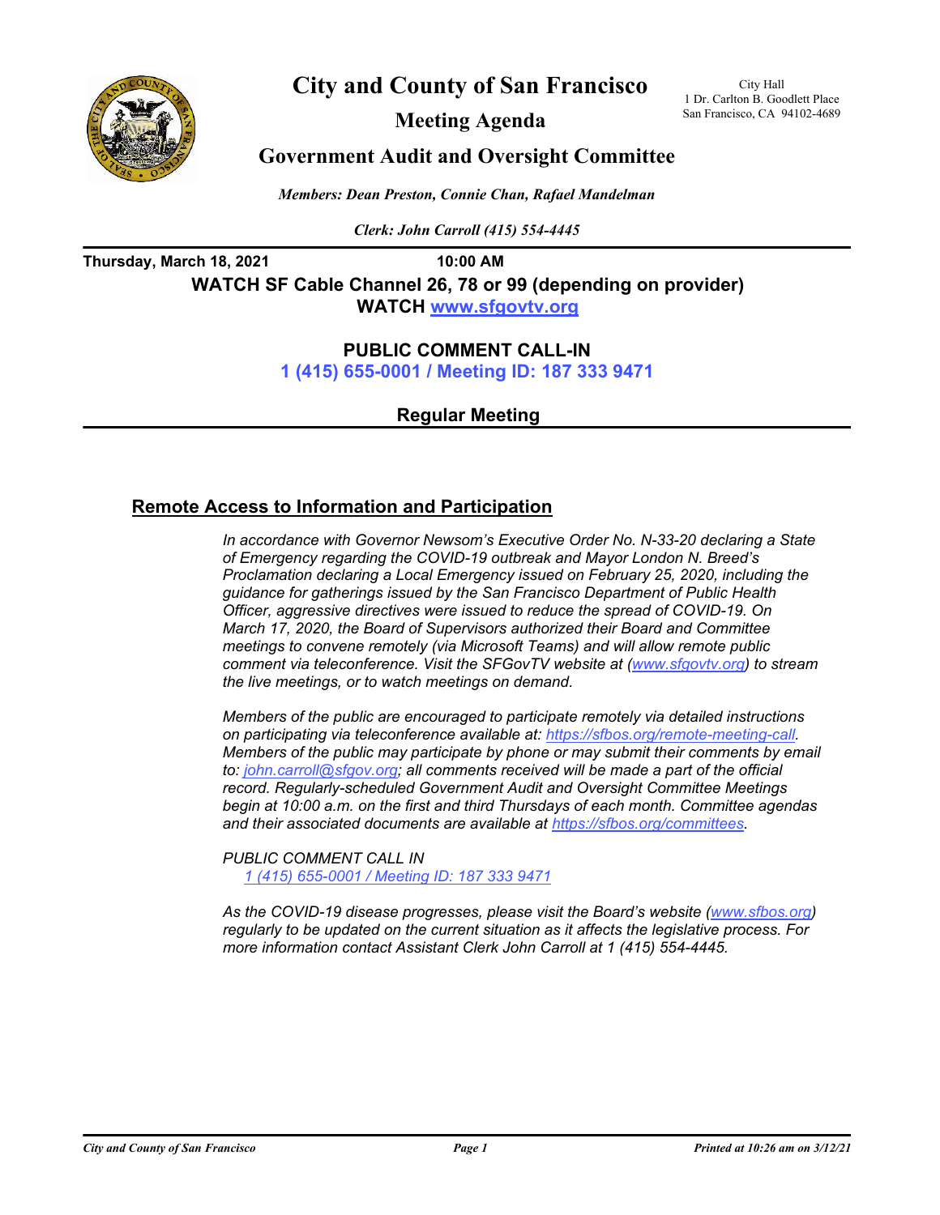# City and County of San Francisco

City Hall
1 Dr. Carlton B. Goodlett Place
San Francisco, CA 94102-4689

## Meeting Agenda

## Government Audit and Oversight Committee

*Members: Dean Preston, Connie Chan, Rafael Mandelman*

*Clerk: John Carroll (415) 554-4445*

**Thursday, March 18, 2021** **10:00 AM**

**WATCH SF Cable Channel 26, 78 or 99 (depending on provider)**
**WATCH www.sfgovtv.org**

**PUBLIC COMMENT CALL-IN**
**1 (415) 655-0001 / Meeting ID: 187 333 9471**

**Regular Meeting**

## Remote Access to Information and Participation

*In accordance with Governor Newsom's Executive Order No. N-33-20 declaring a State of Emergency regarding the COVID-19 outbreak and Mayor London N. Breed's Proclamation declaring a Local Emergency issued on February 25, 2020, including the guidance for gatherings issued by the San Francisco Department of Public Health Officer, aggressive directives were issued to reduce the spread of COVID-19. On March 17, 2020, the Board of Supervisors authorized their Board and Committee meetings to convene remotely (via Microsoft Teams) and will allow remote public comment via teleconference. Visit the SFGovTV website at (www.sfgovtv.org) to stream the live meetings, or to watch meetings on demand.*

*Members of the public are encouraged to participate remotely via detailed instructions on participating via teleconference available at: https://sfbos.org/remote-meeting-call. Members of the public may participate by phone or may submit their comments by email to: john.carroll@sfgov.org; all comments received will be made a part of the official record. Regularly-scheduled Government Audit and Oversight Committee Meetings begin at 10:00 a.m. on the first and third Thursdays of each month. Committee agendas and their associated documents are available at https://sfbos.org/committees.*

*PUBLIC COMMENT CALL IN*
*1 (415) 655-0001 / Meeting ID: 187 333 9471*

*As the COVID-19 disease progresses, please visit the Board's website (www.sfbos.org) regularly to be updated on the current situation as it affects the legislative process. For more information contact Assistant Clerk John Carroll at 1 (415) 554-4445.*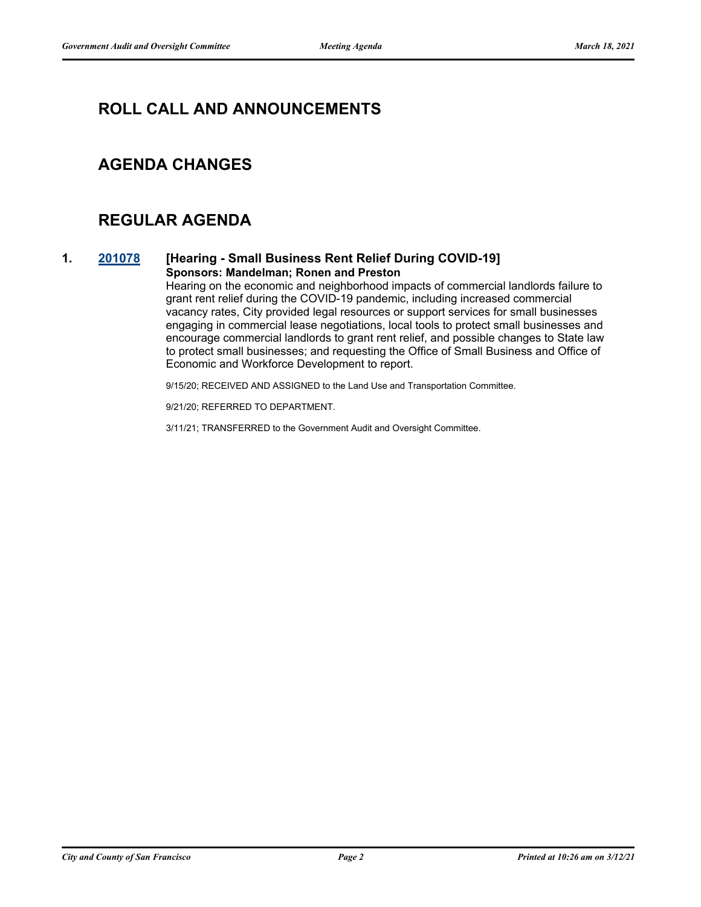## ROLL CALL AND ANNOUNCEMENTS

## AGENDA CHANGES

## REGULAR AGENDA

**1.** **201078** **[Hearing - Small Business Rent Relief During COVID-19]**
**Sponsors: Mandelman; Ronen and Preston**

Hearing on the economic and neighborhood impacts of commercial landlords failure to grant rent relief during the COVID-19 pandemic, including increased commercial vacancy rates, City provided legal resources or support services for small businesses engaging in commercial lease negotiations, local tools to protect small businesses and encourage commercial landlords to grant rent relief, and possible changes to State law to protect small businesses; and requesting the Office of Small Business and Office of Economic and Workforce Development to report.

9/15/20; RECEIVED AND ASSIGNED to the Land Use and Transportation Committee.

9/21/20; REFERRED TO DEPARTMENT.

3/11/21; TRANSFERRED to the Government Audit and Oversight Committee.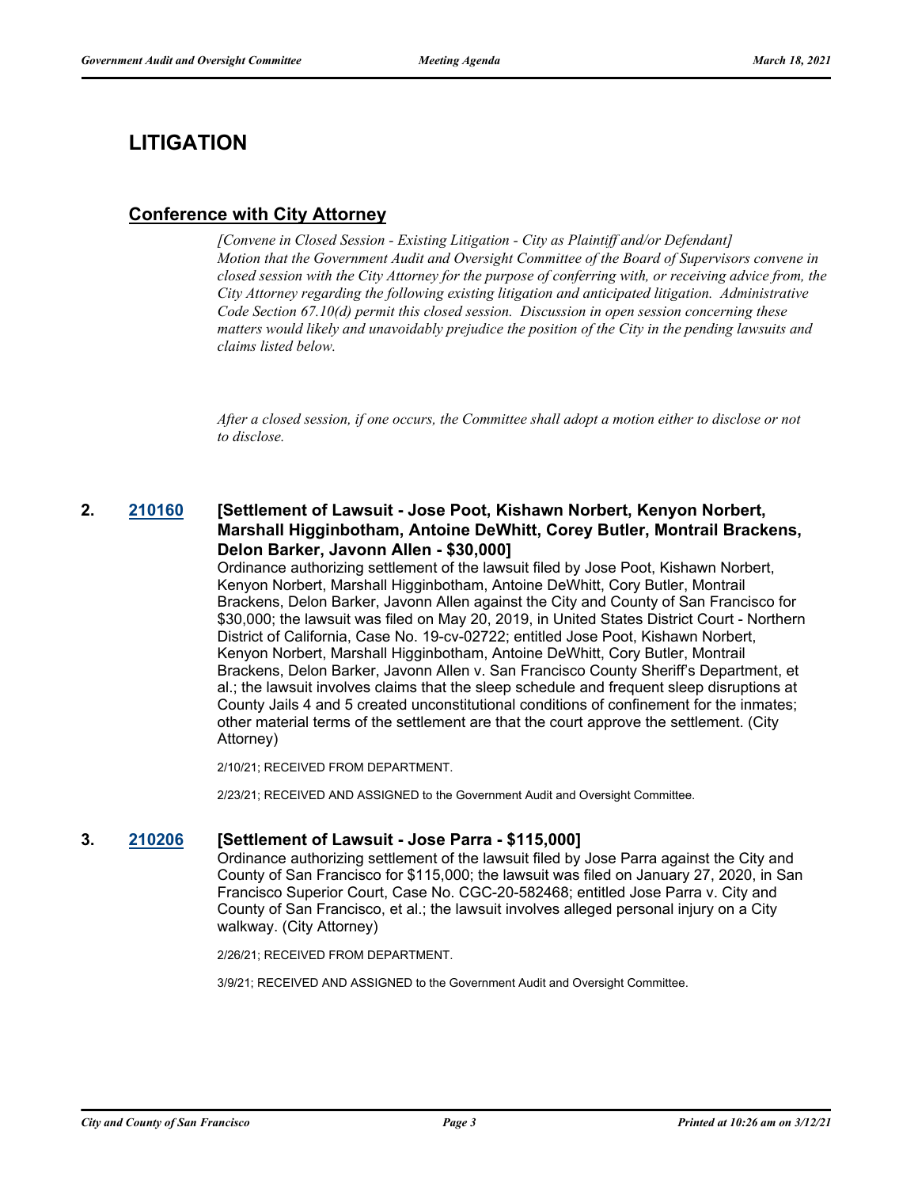## LITIGATION

### Conference with City Attorney

*[Convene in Closed Session - Existing Litigation - City as Plaintiff and/or Defendant]*
*Motion that the Government Audit and Oversight Committee of the Board of Supervisors convene in closed session with the City Attorney for the purpose of conferring with, or receiving advice from, the City Attorney regarding the following existing litigation and anticipated litigation. Administrative Code Section 67.10(d) permit this closed session. Discussion in open session concerning these matters would likely and unavoidably prejudice the position of the City in the pending lawsuits and claims listed below.*

*After a closed session, if one occurs, the Committee shall adopt a motion either to disclose or not to disclose.*

**2. [210160](210160) [Settlement of Lawsuit - Jose Poot, Kishawn Norbert, Kenyon Norbert, Marshall Higginbotham, Antoine DeWhitt, Corey Butler, Montrail Brackens, Delon Barker, Javonn Allen - $30,000]**

Ordinance authorizing settlement of the lawsuit filed by Jose Poot, Kishawn Norbert, Kenyon Norbert, Marshall Higginbotham, Antoine DeWhitt, Cory Butler, Montrail Brackens, Delon Barker, Javonn Allen against the City and County of San Francisco for $30,000; the lawsuit was filed on May 20, 2019, in United States District Court - Northern District of California, Case No. 19-cv-02722; entitled Jose Poot, Kishawn Norbert, Kenyon Norbert, Marshall Higginbotham, Antoine DeWhitt, Cory Butler, Montrail Brackens, Delon Barker, Javonn Allen v. San Francisco County Sheriff's Department, et al.; the lawsuit involves claims that the sleep schedule and frequent sleep disruptions at County Jails 4 and 5 created unconstitutional conditions of confinement for the inmates; other material terms of the settlement are that the court approve the settlement. (City Attorney)

2/10/21; RECEIVED FROM DEPARTMENT.

2/23/21; RECEIVED AND ASSIGNED to the Government Audit and Oversight Committee.

**3. [210206](210206) [Settlement of Lawsuit - Jose Parra - $115,000]**

Ordinance authorizing settlement of the lawsuit filed by Jose Parra against the City and County of San Francisco for $115,000; the lawsuit was filed on January 27, 2020, in San Francisco Superior Court, Case No. CGC-20-582468; entitled Jose Parra v. City and County of San Francisco, et al.; the lawsuit involves alleged personal injury on a City walkway. (City Attorney)

2/26/21; RECEIVED FROM DEPARTMENT.

3/9/21; RECEIVED AND ASSIGNED to the Government Audit and Oversight Committee.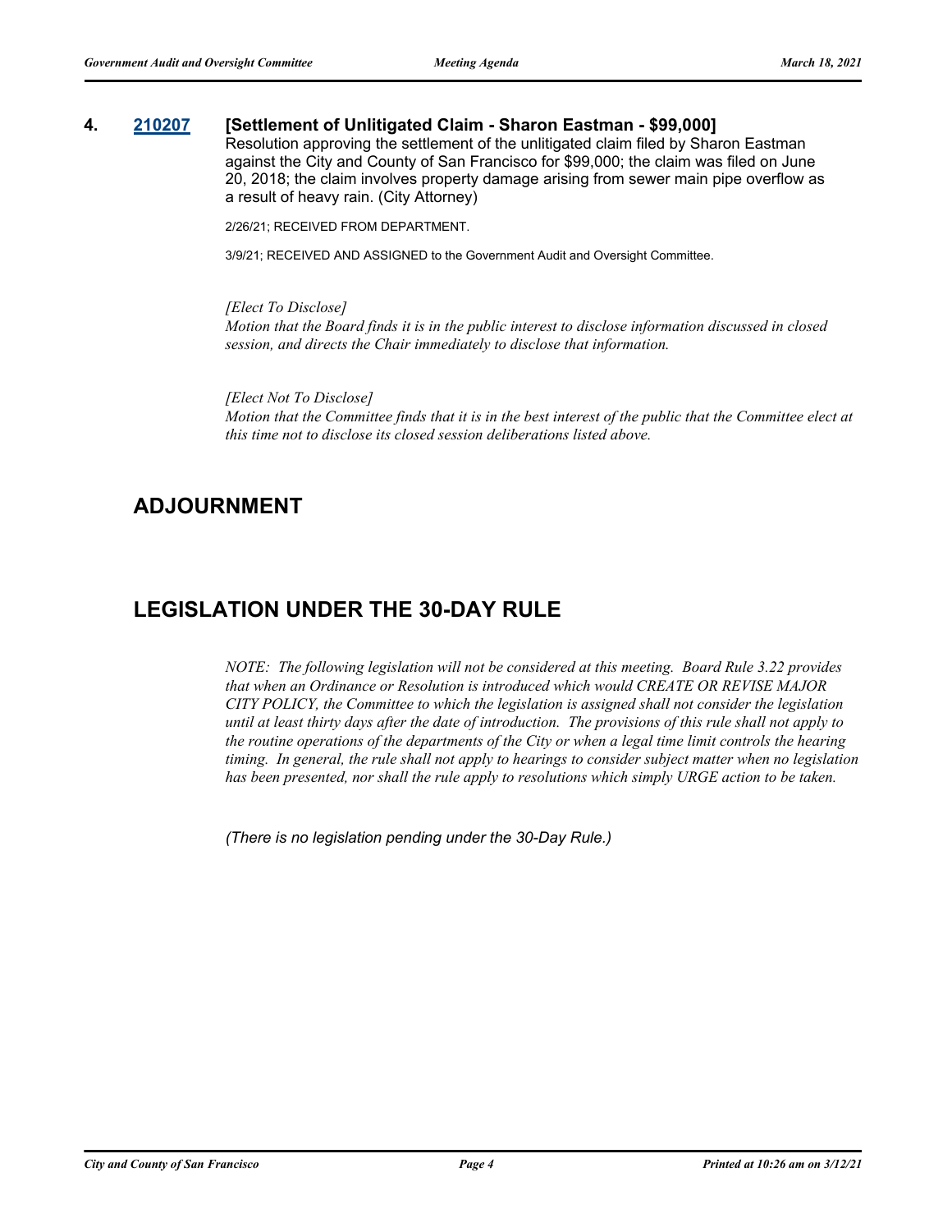**4. 210207 [Settlement of Unlitigated Claim - Sharon Eastman - $99,000]**

Resolution approving the settlement of the unlitigated claim filed by Sharon Eastman against the City and County of San Francisco for $99,000; the claim was filed on June 20, 2018; the claim involves property damage arising from sewer main pipe overflow as a result of heavy rain. (City Attorney)

2/26/21; RECEIVED FROM DEPARTMENT.

3/9/21; RECEIVED AND ASSIGNED to the Government Audit and Oversight Committee.

*[Elect To Disclose]*
*Motion that the Board finds it is in the public interest to disclose information discussed in closed session, and directs the Chair immediately to disclose that information.*

*[Elect Not To Disclose]*
*Motion that the Committee finds that it is in the best interest of the public that the Committee elect at this time not to disclose its closed session deliberations listed above.*

## ADJOURNMENT

## LEGISLATION UNDER THE 30-DAY RULE

*NOTE: The following legislation will not be considered at this meeting. Board Rule 3.22 provides that when an Ordinance or Resolution is introduced which would CREATE OR REVISE MAJOR CITY POLICY, the Committee to which the legislation is assigned shall not consider the legislation until at least thirty days after the date of introduction. The provisions of this rule shall not apply to the routine operations of the departments of the City or when a legal time limit controls the hearing timing. In general, the rule shall not apply to hearings to consider subject matter when no legislation has been presented, nor shall the rule apply to resolutions which simply URGE action to be taken.*

*(There is no legislation pending under the 30-Day Rule.)*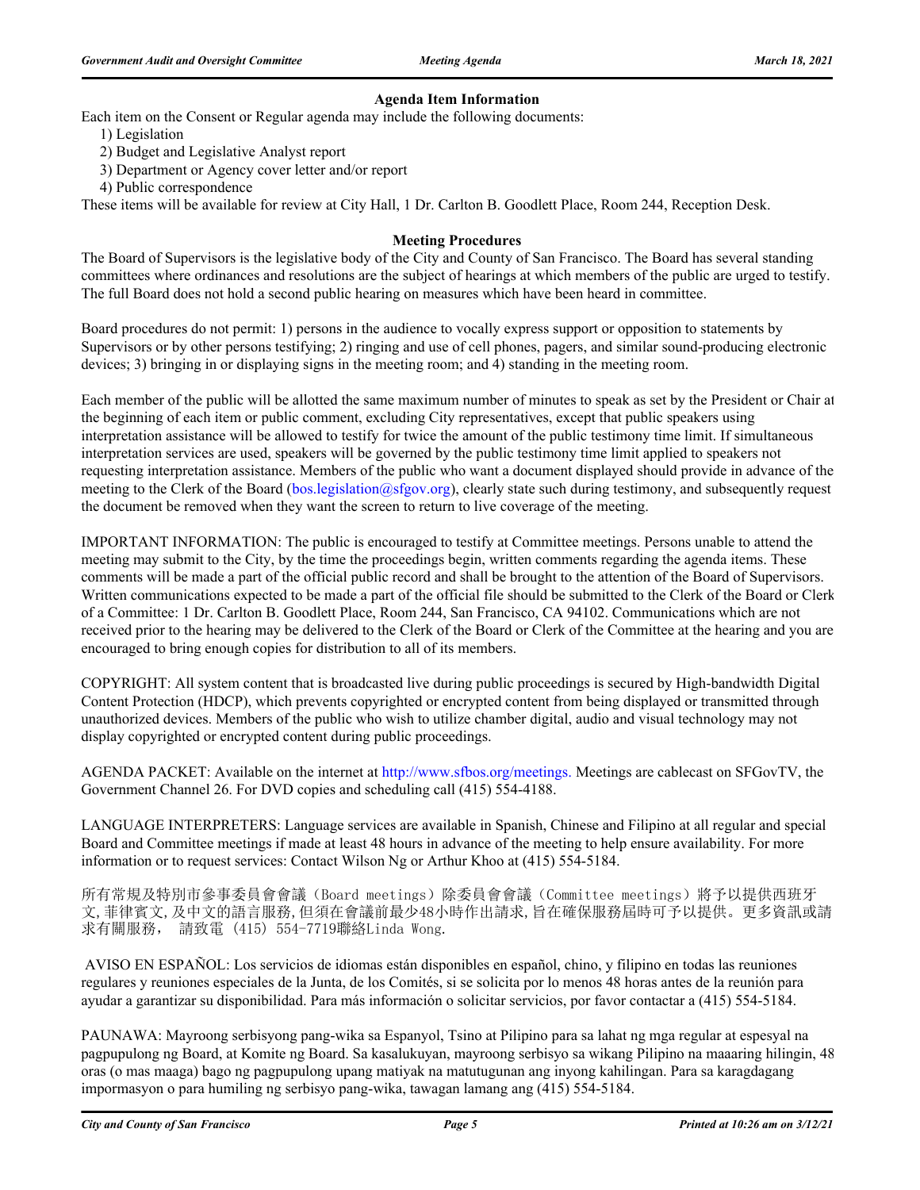## Agenda Item Information

Each item on the Consent or Regular agenda may include the following documents:

1) Legislation
2) Budget and Legislative Analyst report
3) Department or Agency cover letter and/or report
4) Public correspondence

These items will be available for review at City Hall, 1 Dr. Carlton B. Goodlett Place, Room 244, Reception Desk.

## Meeting Procedures

The Board of Supervisors is the legislative body of the City and County of San Francisco. The Board has several standing committees where ordinances and resolutions are the subject of hearings at which members of the public are urged to testify. The full Board does not hold a second public hearing on measures which have been heard in committee.

Board procedures do not permit: 1) persons in the audience to vocally express support or opposition to statements by Supervisors or by other persons testifying; 2) ringing and use of cell phones, pagers, and similar sound-producing electronic devices; 3) bringing in or displaying signs in the meeting room; and 4) standing in the meeting room.

Each member of the public will be allotted the same maximum number of minutes to speak as set by the President or Chair at the beginning of each item or public comment, excluding City representatives, except that public speakers using interpretation assistance will be allowed to testify for twice the amount of the public testimony time limit. If simultaneous interpretation services are used, speakers will be governed by the public testimony time limit applied to speakers not requesting interpretation assistance. Members of the public who want a document displayed should provide in advance of the meeting to the Clerk of the Board (bos.legislation@sfgov.org), clearly state such during testimony, and subsequently request the document be removed when they want the screen to return to live coverage of the meeting.

IMPORTANT INFORMATION: The public is encouraged to testify at Committee meetings. Persons unable to attend the meeting may submit to the City, by the time the proceedings begin, written comments regarding the agenda items. These comments will be made a part of the official public record and shall be brought to the attention of the Board of Supervisors. Written communications expected to be made a part of the official file should be submitted to the Clerk of the Board or Clerk of a Committee: 1 Dr. Carlton B. Goodlett Place, Room 244, San Francisco, CA 94102. Communications which are not received prior to the hearing may be delivered to the Clerk of the Board or Clerk of the Committee at the hearing and you are encouraged to bring enough copies for distribution to all of its members.

COPYRIGHT: All system content that is broadcasted live during public proceedings is secured by High-bandwidth Digital Content Protection (HDCP), which prevents copyrighted or encrypted content from being displayed or transmitted through unauthorized devices. Members of the public who wish to utilize chamber digital, audio and visual technology may not display copyrighted or encrypted content during public proceedings.

AGENDA PACKET: Available on the internet at http://www.sfbos.org/meetings. Meetings are cablecast on SFGovTV, the Government Channel 26. For DVD copies and scheduling call (415) 554-4188.

LANGUAGE INTERPRETERS: Language services are available in Spanish, Chinese and Filipino at all regular and special Board and Committee meetings if made at least 48 hours in advance of the meeting to help ensure availability. For more information or to request services: Contact Wilson Ng or Arthur Khoo at (415) 554-5184.

所有常規及特別市參事委員會會議（Board meetings）除委員會會議（Committee meetings）將予以提供西班牙文，菲律賓文，及中文的語言服務，但須在會議前最少48小時作出請求，旨在確保服務屆時可予以提供。更多資訊或請求有關服務，　請致電（415）554-7719聯絡Linda Wong.

AVISO EN ESPAÑOL: Los servicios de idiomas están disponibles en español, chino, y filipino en todas las reuniones regulares y reuniones especiales de la Junta, de los Comités, si se solicita por lo menos 48 horas antes de la reunión para ayudar a garantizar su disponibilidad. Para más información o solicitar servicios, por favor contactar a (415) 554-5184.

PAUNAWA: Mayroong serbisyong pang-wika sa Espanyol, Tsino at Pilipino para sa lahat ng mga regular at espesyal na pagpupulong ng Board, at Komite ng Board. Sa kasalukuyan, mayroong serbisyo sa wikang Pilipino na maaaring hilingin, 48 oras (o mas maaga) bago ng pagpupulong upang matiyak na matutugunan ang inyong kahilingan. Para sa karagdagang impormasyon o para humiling ng serbisyo pang-wika, tawagan lamang ang (415) 554-5184.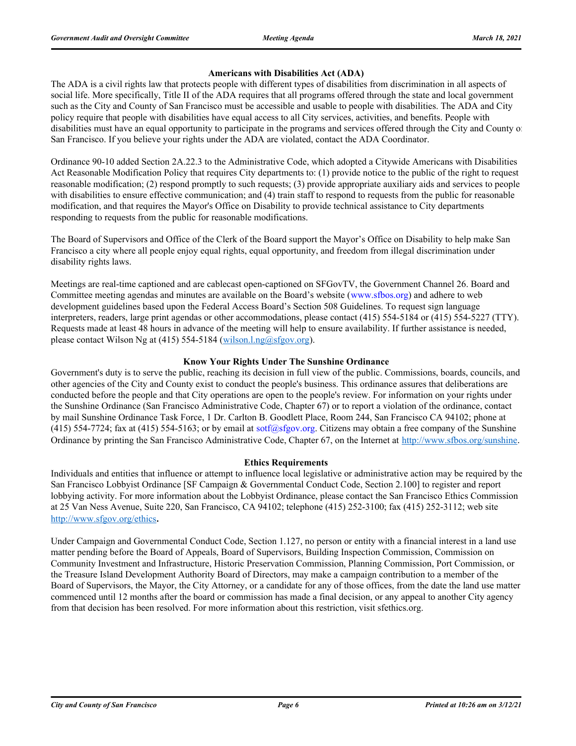### Americans with Disabilities Act (ADA)

The ADA is a civil rights law that protects people with different types of disabilities from discrimination in all aspects of social life. More specifically, Title II of the ADA requires that all programs offered through the state and local government such as the City and County of San Francisco must be accessible and usable to people with disabilities. The ADA and City policy require that people with disabilities have equal access to all City services, activities, and benefits. People with disabilities must have an equal opportunity to participate in the programs and services offered through the City and County of San Francisco. If you believe your rights under the ADA are violated, contact the ADA Coordinator.

Ordinance 90-10 added Section 2A.22.3 to the Administrative Code, which adopted a Citywide Americans with Disabilities Act Reasonable Modification Policy that requires City departments to: (1) provide notice to the public of the right to request reasonable modification; (2) respond promptly to such requests; (3) provide appropriate auxiliary aids and services to people with disabilities to ensure effective communication; and (4) train staff to respond to requests from the public for reasonable modification, and that requires the Mayor's Office on Disability to provide technical assistance to City departments responding to requests from the public for reasonable modifications.

The Board of Supervisors and Office of the Clerk of the Board support the Mayor's Office on Disability to help make San Francisco a city where all people enjoy equal rights, equal opportunity, and freedom from illegal discrimination under disability rights laws.

Meetings are real-time captioned and are cablecast open-captioned on SFGovTV, the Government Channel 26. Board and Committee meeting agendas and minutes are available on the Board's website (www.sfbos.org) and adhere to web development guidelines based upon the Federal Access Board's Section 508 Guidelines. To request sign language interpreters, readers, large print agendas or other accommodations, please contact (415) 554-5184 or (415) 554-5227 (TTY). Requests made at least 48 hours in advance of the meeting will help to ensure availability. If further assistance is needed, please contact Wilson Ng at (415) 554-5184 (wilson.l.ng@sfgov.org).

### Know Your Rights Under The Sunshine Ordinance

Government's duty is to serve the public, reaching its decision in full view of the public. Commissions, boards, councils, and other agencies of the City and County exist to conduct the people's business. This ordinance assures that deliberations are conducted before the people and that City operations are open to the people's review. For information on your rights under the Sunshine Ordinance (San Francisco Administrative Code, Chapter 67) or to report a violation of the ordinance, contact by mail Sunshine Ordinance Task Force, 1 Dr. Carlton B. Goodlett Place, Room 244, San Francisco CA 94102; phone at (415) 554-7724; fax at (415) 554-5163; or by email at sotf@sfgov.org. Citizens may obtain a free company of the Sunshine Ordinance by printing the San Francisco Administrative Code, Chapter 67, on the Internet at http://www.sfbos.org/sunshine.

### Ethics Requirements

Individuals and entities that influence or attempt to influence local legislative or administrative action may be required by the San Francisco Lobbyist Ordinance [SF Campaign & Governmental Conduct Code, Section 2.100] to register and report lobbying activity. For more information about the Lobbyist Ordinance, please contact the San Francisco Ethics Commission at 25 Van Ness Avenue, Suite 220, San Francisco, CA 94102; telephone (415) 252-3100; fax (415) 252-3112; web site http://www.sfgov.org/ethics.

Under Campaign and Governmental Conduct Code, Section 1.127, no person or entity with a financial interest in a land use matter pending before the Board of Appeals, Board of Supervisors, Building Inspection Commission, Commission on Community Investment and Infrastructure, Historic Preservation Commission, Planning Commission, Port Commission, or the Treasure Island Development Authority Board of Directors, may make a campaign contribution to a member of the Board of Supervisors, the Mayor, the City Attorney, or a candidate for any of those offices, from the date the land use matter commenced until 12 months after the board or commission has made a final decision, or any appeal to another City agency from that decision has been resolved. For more information about this restriction, visit sfethics.org.